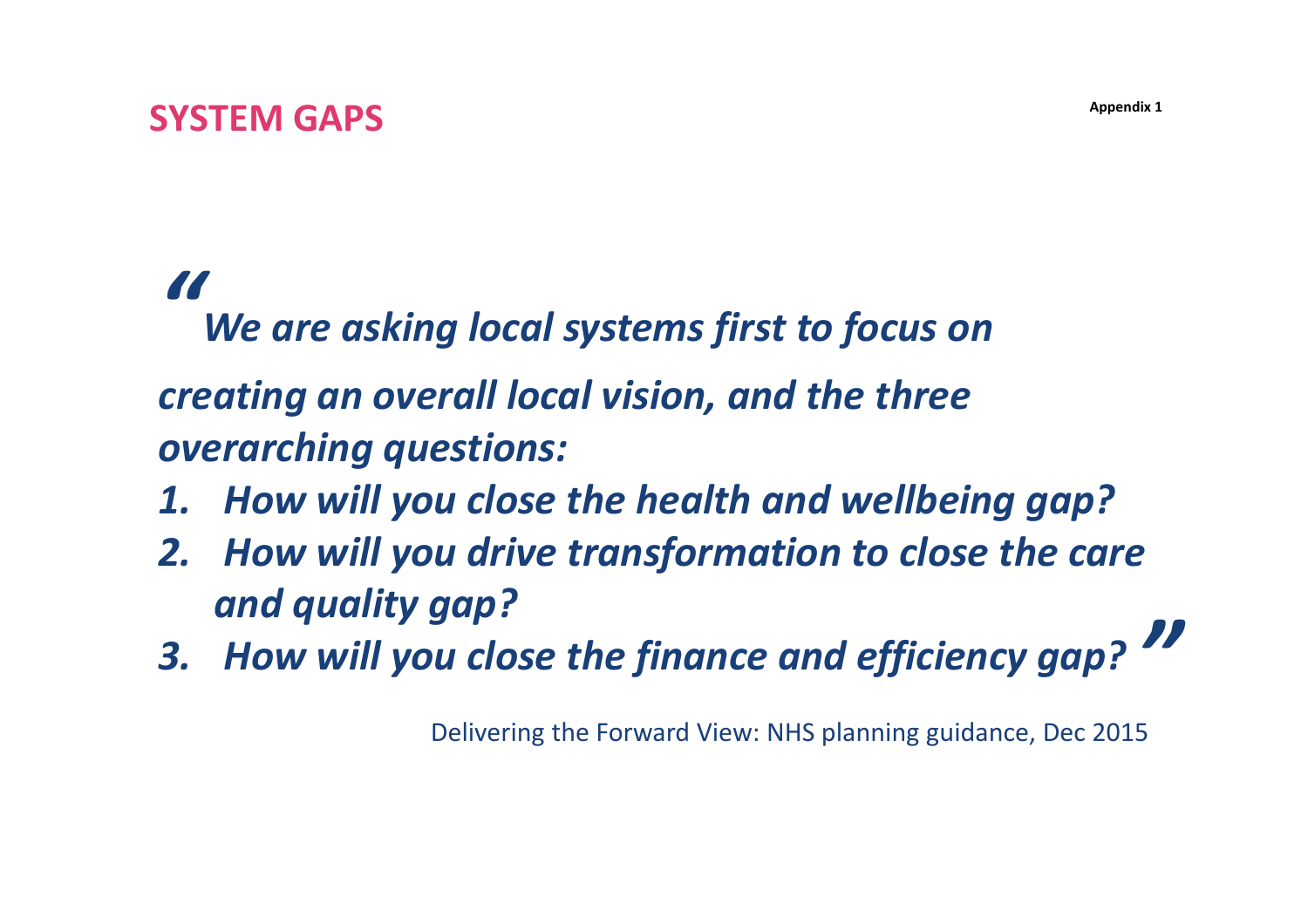# SYSTEM GAPS

Appendix 1

> *"We are asking local systems first to focus on creating an overall local vision, and the three overarching questions:*
>
> 1. *How will you close the health and wellbeing gap?*
> 2. *How will you drive transformation to close the care and quality gap?*
> 3. *How will you close the finance and efficiency gap?"*

Delivering the Forward View: NHS planning guidance, Dec 2015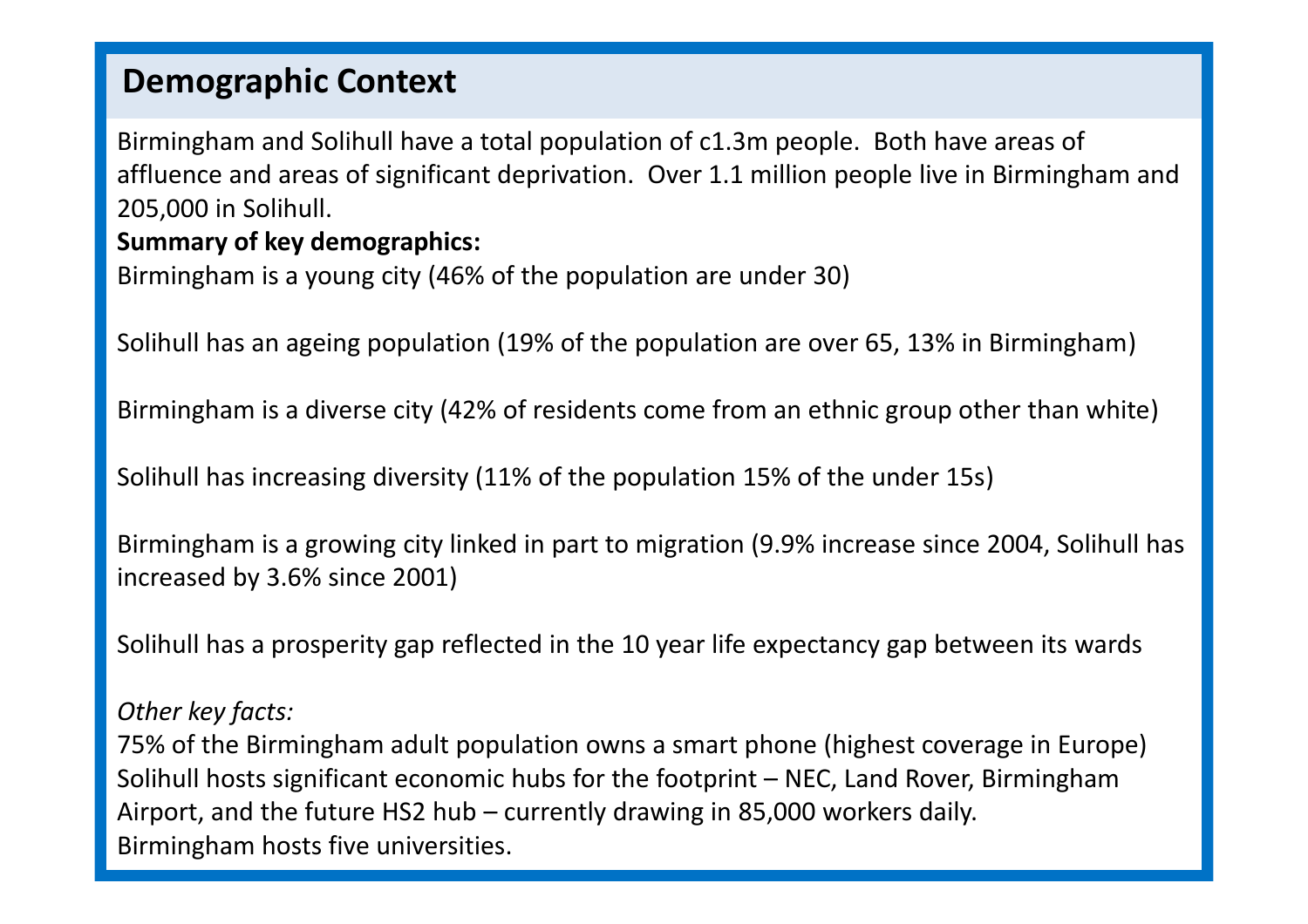## Demographic Context

Birmingham and Solihull have a total population of c1.3m people. Both have areas of affluence and areas of significant deprivation. Over 1.1 million people live in Birmingham and 205,000 in Solihull.

**Summary of key demographics:**

Birmingham is a young city (46% of the population are under 30)

Solihull has an ageing population (19% of the population are over 65, 13% in Birmingham)

Birmingham is a diverse city (42% of residents come from an ethnic group other than white)

Solihull has increasing diversity (11% of the population 15% of the under 15s)

Birmingham is a growing city linked in part to migration (9.9% increase since 2004, Solihull has increased by 3.6% since 2001)

Solihull has a prosperity gap reflected in the 10 year life expectancy gap between its wards

*Other key facts:*

75% of the Birmingham adult population owns a smart phone (highest coverage in Europe)
Solihull hosts significant economic hubs for the footprint – NEC, Land Rover, Birmingham Airport, and the future HS2 hub – currently drawing in 85,000 workers daily.
Birmingham hosts five universities.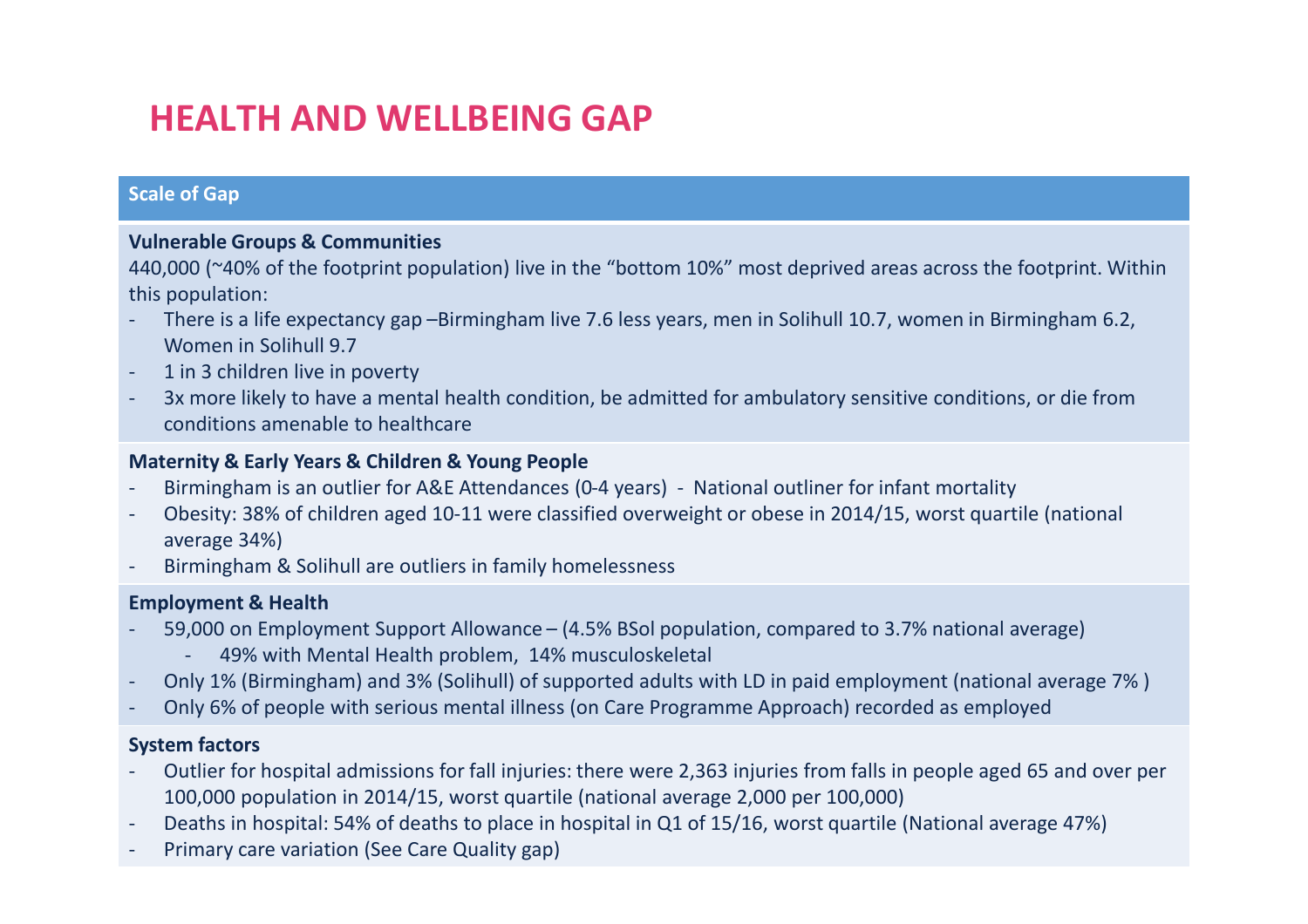# HEALTH AND WELLBEING GAP

## Scale of Gap

**Vulnerable Groups & Communities**

440,000 (~40% of the footprint population) live in the "bottom 10%" most deprived areas across the footprint. Within this population:

- There is a life expectancy gap –Birmingham live 7.6 less years, men in Solihull 10.7, women in Birmingham 6.2, Women in Solihull 9.7
- 1 in 3 children live in poverty
- 3x more likely to have a mental health condition, be admitted for ambulatory sensitive conditions, or die from conditions amenable to healthcare

**Maternity & Early Years & Children & Young People**

- Birmingham is an outlier for A&E Attendances (0-4 years) - National outliner for infant mortality
- Obesity: 38% of children aged 10-11 were classified overweight or obese in 2014/15, worst quartile (national average 34%)
- Birmingham & Solihull are outliers in family homelessness

**Employment & Health**

- 59,000 on Employment Support Allowance – (4.5% BSol population, compared to 3.7% national average)
    - 49% with Mental Health problem, 14% musculoskeletal
- Only 1% (Birmingham) and 3% (Solihull) of supported adults with LD in paid employment (national average 7% )
- Only 6% of people with serious mental illness (on Care Programme Approach) recorded as employed

**System factors**

- Outlier for hospital admissions for fall injuries: there were 2,363 injuries from falls in people aged 65 and over per 100,000 population in 2014/15, worst quartile (national average 2,000 per 100,000)
- Deaths in hospital: 54% of deaths to place in hospital in Q1 of 15/16, worst quartile (National average 47%)
- Primary care variation (See Care Quality gap)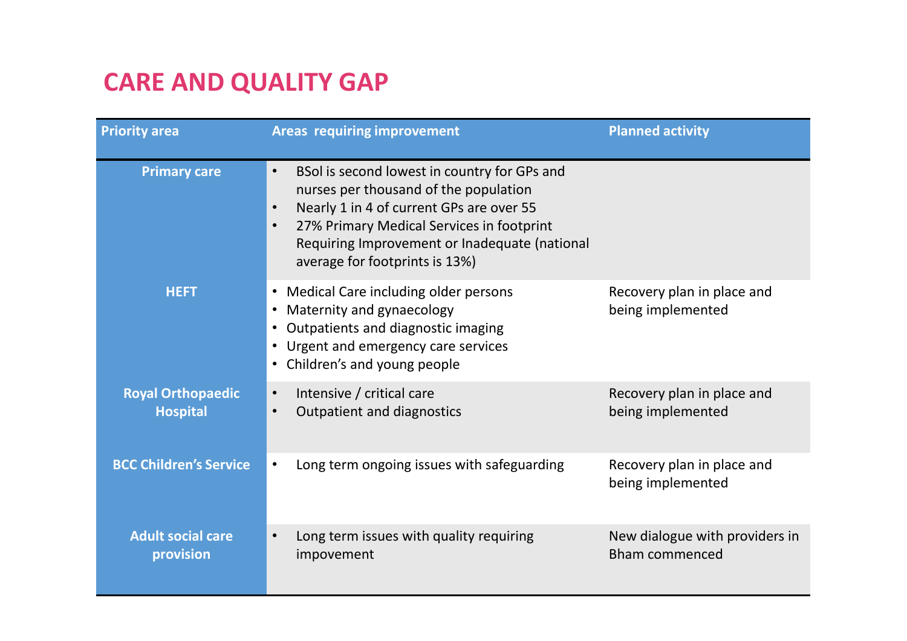# CARE AND QUALITY GAP

| Priority area | Areas requiring improvement | Planned activity |
|---|---|---|
| **Primary care** | • BSol is second lowest in country for GPs and nurses per thousand of the population<br>• Nearly 1 in 4 of current GPs are over 55<br>• 27% Primary Medical Services in footprint Requiring Improvement or Inadequate (national average for footprints is 13%) | |
| **HEFT** | • Medical Care including older persons<br>• Maternity and gynaecology<br>• Outpatients and diagnostic imaging<br>• Urgent and emergency care services<br>• Children's and young people | Recovery plan in place and being implemented |
| **Royal Orthopaedic Hospital** | • Intensive / critical care<br>• Outpatient and diagnostics | Recovery plan in place and being implemented |
| **BCC Children's Service** | • Long term ongoing issues with safeguarding | Recovery plan in place and being implemented |
| **Adult social care provision** | • Long term issues with quality requiring impovement | New dialogue with providers in Bham commenced |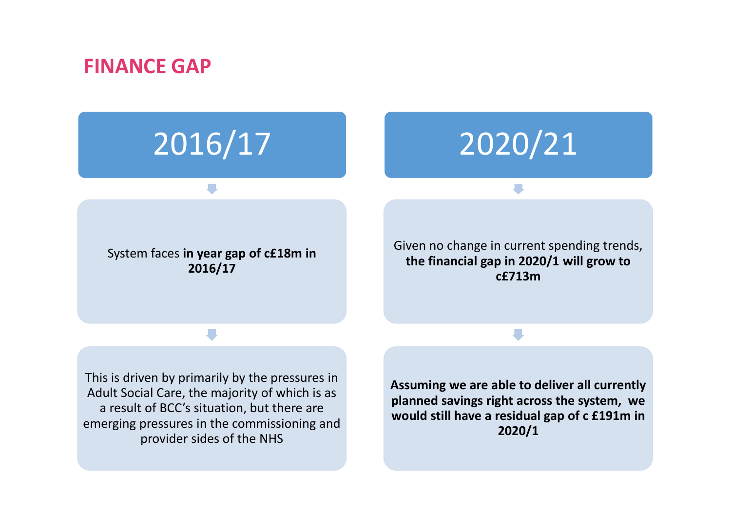# FINANCE GAP

## 2016/17

System faces **in year gap of c£18m in 2016/17**

This is driven by primarily by the pressures in Adult Social Care, the majority of which is as a result of BCC's situation, but there are emerging pressures in the commissioning and provider sides of the NHS

## 2020/21

Given no change in current spending trends, **the financial gap in 2020/1 will grow to c£713m**

**Assuming we are able to deliver all currently planned savings right across the system, we would still have a residual gap of c £191m in 2020/1**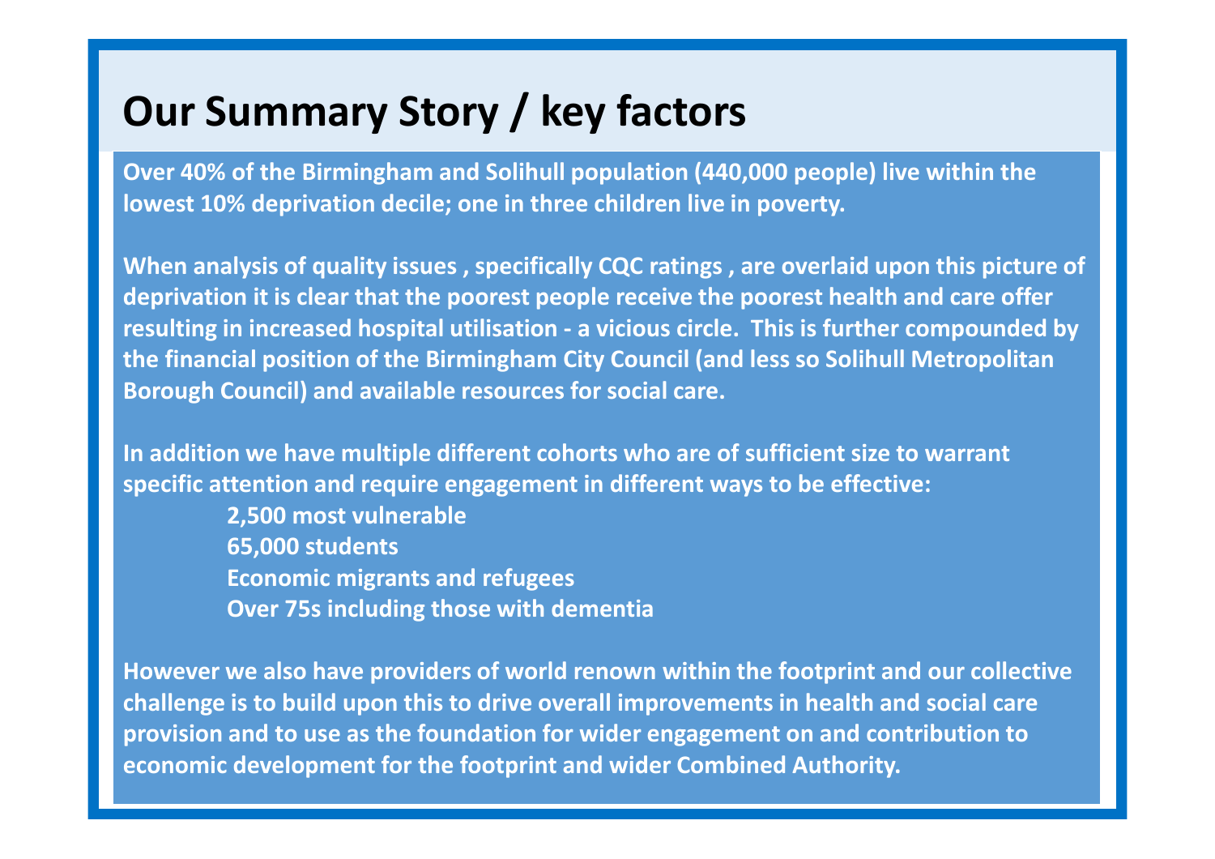# Our Summary Story / key factors

**Over 40% of the Birmingham and Solihull population (440,000 people) live within the lowest 10% deprivation decile; one in three children live in poverty.**

**When analysis of quality issues , specifically CQC ratings , are overlaid upon this picture of deprivation it is clear that the poorest people receive the poorest health and care offer resulting in increased hospital utilisation - a vicious circle. This is further compounded by the financial position of the Birmingham City Council (and less so Solihull Metropolitan Borough Council) and available resources for social care.**

**In addition we have multiple different cohorts who are of sufficient size to warrant specific attention and require engagement in different ways to be effective:**

- **2,500 most vulnerable**
- **65,000 students**
- **Economic migrants and refugees**
- **Over 75s including those with dementia**

**However we also have providers of world renown within the footprint and our collective challenge is to build upon this to drive overall improvements in health and social care provision and to use as the foundation for wider engagement on and contribution to economic development for the footprint and wider Combined Authority.**